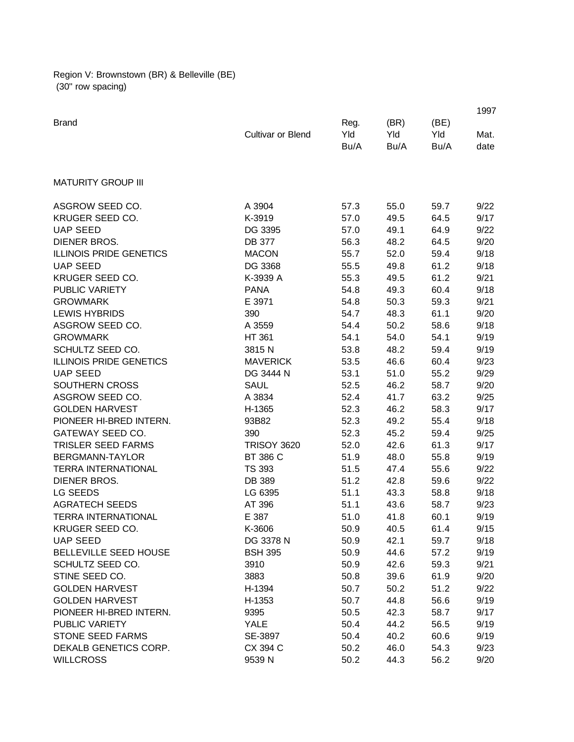Region V: Brownstown (BR) & Belleville (BE)
(30" row spacing)

| Brand | Cultivar or Blend | Reg. Yld Bu/A | (BR) Yld Bu/A | (BE) Yld Bu/A | 1997 Mat. date |
|---|---|---|---|---|---|
| MATURITY GROUP III | | | | | |
| ASGROW SEED CO. | A 3904 | 57.3 | 55.0 | 59.7 | 9/22 |
| KRUGER SEED CO. | K-3919 | 57.0 | 49.5 | 64.5 | 9/17 |
| UAP SEED | DG 3395 | 57.0 | 49.1 | 64.9 | 9/22 |
| DIENER BROS. | DB 377 | 56.3 | 48.2 | 64.5 | 9/20 |
| ILLINOIS PRIDE GENETICS | MACON | 55.7 | 52.0 | 59.4 | 9/18 |
| UAP SEED | DG 3368 | 55.5 | 49.8 | 61.2 | 9/18 |
| KRUGER SEED CO. | K-3939 A | 55.3 | 49.5 | 61.2 | 9/21 |
| PUBLIC VARIETY | PANA | 54.8 | 49.3 | 60.4 | 9/18 |
| GROWMARK | E 3971 | 54.8 | 50.3 | 59.3 | 9/21 |
| LEWIS HYBRIDS | 390 | 54.7 | 48.3 | 61.1 | 9/20 |
| ASGROW SEED CO. | A 3559 | 54.4 | 50.2 | 58.6 | 9/18 |
| GROWMARK | HT 361 | 54.1 | 54.0 | 54.1 | 9/19 |
| SCHULTZ SEED CO. | 3815 N | 53.8 | 48.2 | 59.4 | 9/19 |
| ILLINOIS PRIDE GENETICS | MAVERICK | 53.5 | 46.6 | 60.4 | 9/23 |
| UAP SEED | DG 3444 N | 53.1 | 51.0 | 55.2 | 9/29 |
| SOUTHERN CROSS | SAUL | 52.5 | 46.2 | 58.7 | 9/20 |
| ASGROW SEED CO. | A 3834 | 52.4 | 41.7 | 63.2 | 9/25 |
| GOLDEN HARVEST | H-1365 | 52.3 | 46.2 | 58.3 | 9/17 |
| PIONEER HI-BRED INTERN. | 93B82 | 52.3 | 49.2 | 55.4 | 9/18 |
| GATEWAY SEED CO. | 390 | 52.3 | 45.2 | 59.4 | 9/25 |
| TRISLER SEED FARMS | TRISOY 3620 | 52.0 | 42.6 | 61.3 | 9/17 |
| BERGMANN-TAYLOR | BT 386 C | 51.9 | 48.0 | 55.8 | 9/19 |
| TERRA INTERNATIONAL | TS 393 | 51.5 | 47.4 | 55.6 | 9/22 |
| DIENER BROS. | DB 389 | 51.2 | 42.8 | 59.6 | 9/22 |
| LG SEEDS | LG 6395 | 51.1 | 43.3 | 58.8 | 9/18 |
| AGRATECH SEEDS | AT 396 | 51.1 | 43.6 | 58.7 | 9/23 |
| TERRA INTERNATIONAL | E 387 | 51.0 | 41.8 | 60.1 | 9/19 |
| KRUGER SEED CO. | K-3606 | 50.9 | 40.5 | 61.4 | 9/15 |
| UAP SEED | DG 3378 N | 50.9 | 42.1 | 59.7 | 9/18 |
| BELLEVILLE SEED HOUSE | BSH 395 | 50.9 | 44.6 | 57.2 | 9/19 |
| SCHULTZ SEED CO. | 3910 | 50.9 | 42.6 | 59.3 | 9/21 |
| STINE SEED CO. | 3883 | 50.8 | 39.6 | 61.9 | 9/20 |
| GOLDEN HARVEST | H-1394 | 50.7 | 50.2 | 51.2 | 9/22 |
| GOLDEN HARVEST | H-1353 | 50.7 | 44.8 | 56.6 | 9/19 |
| PIONEER HI-BRED INTERN. | 9395 | 50.5 | 42.3 | 58.7 | 9/17 |
| PUBLIC VARIETY | YALE | 50.4 | 44.2 | 56.5 | 9/19 |
| STONE SEED FARMS | SE-3897 | 50.4 | 40.2 | 60.6 | 9/19 |
| DEKALB GENETICS CORP. | CX 394 C | 50.2 | 46.0 | 54.3 | 9/23 |
| WILLCROSS | 9539 N | 50.2 | 44.3 | 56.2 | 9/20 |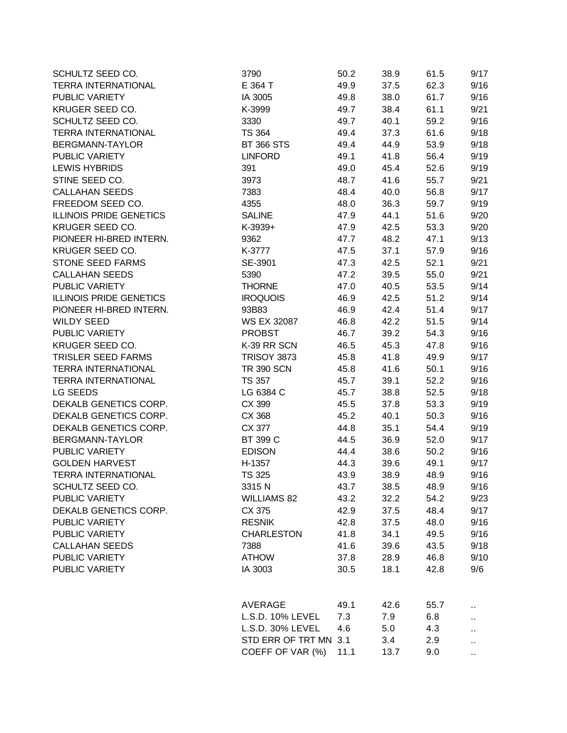| | | | | | |
|---|---|---|---|---|---|
| SCHULTZ SEED CO. | 3790 | 50.2 | 38.9 | 61.5 | 9/17 |
| TERRA INTERNATIONAL | E 364 T | 49.9 | 37.5 | 62.3 | 9/16 |
| PUBLIC VARIETY | IA 3005 | 49.8 | 38.0 | 61.7 | 9/16 |
| KRUGER SEED CO. | K-3999 | 49.7 | 38.4 | 61.1 | 9/21 |
| SCHULTZ SEED CO. | 3330 | 49.7 | 40.1 | 59.2 | 9/16 |
| TERRA INTERNATIONAL | TS 364 | 49.4 | 37.3 | 61.6 | 9/18 |
| BERGMANN-TAYLOR | BT 366 STS | 49.4 | 44.9 | 53.9 | 9/18 |
| PUBLIC VARIETY | LINFORD | 49.1 | 41.8 | 56.4 | 9/19 |
| LEWIS HYBRIDS | 391 | 49.0 | 45.4 | 52.6 | 9/19 |
| STINE SEED CO. | 3973 | 48.7 | 41.6 | 55.7 | 9/21 |
| CALLAHAN SEEDS | 7383 | 48.4 | 40.0 | 56.8 | 9/17 |
| FREEDOM SEED CO. | 4355 | 48.0 | 36.3 | 59.7 | 9/19 |
| ILLINOIS PRIDE GENETICS | SALINE | 47.9 | 44.1 | 51.6 | 9/20 |
| KRUGER SEED CO. | K-3939+ | 47.9 | 42.5 | 53.3 | 9/20 |
| PIONEER HI-BRED INTERN. | 9362 | 47.7 | 48.2 | 47.1 | 9/13 |
| KRUGER SEED CO. | K-3777 | 47.5 | 37.1 | 57.9 | 9/16 |
| STONE SEED FARMS | SE-3901 | 47.3 | 42.5 | 52.1 | 9/21 |
| CALLAHAN SEEDS | 5390 | 47.2 | 39.5 | 55.0 | 9/21 |
| PUBLIC VARIETY | THORNE | 47.0 | 40.5 | 53.5 | 9/14 |
| ILLINOIS PRIDE GENETICS | IROQUOIS | 46.9 | 42.5 | 51.2 | 9/14 |
| PIONEER HI-BRED INTERN. | 93B83 | 46.9 | 42.4 | 51.4 | 9/17 |
| WILDY SEED | WS EX 32087 | 46.8 | 42.2 | 51.5 | 9/14 |
| PUBLIC VARIETY | PROBST | 46.7 | 39.2 | 54.3 | 9/16 |
| KRUGER SEED CO. | K-39 RR SCN | 46.5 | 45.3 | 47.8 | 9/16 |
| TRISLER SEED FARMS | TRISOY 3873 | 45.8 | 41.8 | 49.9 | 9/17 |
| TERRA INTERNATIONAL | TR 390 SCN | 45.8 | 41.6 | 50.1 | 9/16 |
| TERRA INTERNATIONAL | TS 357 | 45.7 | 39.1 | 52.2 | 9/16 |
| LG SEEDS | LG 6384 C | 45.7 | 38.8 | 52.5 | 9/18 |
| DEKALB GENETICS CORP. | CX 399 | 45.5 | 37.8 | 53.3 | 9/19 |
| DEKALB GENETICS CORP. | CX 368 | 45.2 | 40.1 | 50.3 | 9/16 |
| DEKALB GENETICS CORP. | CX 377 | 44.8 | 35.1 | 54.4 | 9/19 |
| BERGMANN-TAYLOR | BT 399 C | 44.5 | 36.9 | 52.0 | 9/17 |
| PUBLIC VARIETY | EDISON | 44.4 | 38.6 | 50.2 | 9/16 |
| GOLDEN HARVEST | H-1357 | 44.3 | 39.6 | 49.1 | 9/17 |
| TERRA INTERNATIONAL | TS 325 | 43.9 | 38.9 | 48.9 | 9/16 |
| SCHULTZ SEED CO. | 3315 N | 43.7 | 38.5 | 48.9 | 9/16 |
| PUBLIC VARIETY | WILLIAMS 82 | 43.2 | 32.2 | 54.2 | 9/23 |
| DEKALB GENETICS CORP. | CX 375 | 42.9 | 37.5 | 48.4 | 9/17 |
| PUBLIC VARIETY | RESNIK | 42.8 | 37.5 | 48.0 | 9/16 |
| PUBLIC VARIETY | CHARLESTON | 41.8 | 34.1 | 49.5 | 9/16 |
| CALLAHAN SEEDS | 7388 | 41.6 | 39.6 | 43.5 | 9/18 |
| PUBLIC VARIETY | ATHOW | 37.8 | 28.9 | 46.8 | 9/10 |
| PUBLIC VARIETY | IA 3003 | 30.5 | 18.1 | 42.8 | 9/6 |
| | | | | | |
| | AVERAGE | 49.1 | 42.6 | 55.7 | .. |
| | L.S.D. 10% LEVEL | 7.3 | 7.9 | 6.8 | .. |
| | L.S.D. 30% LEVEL | 4.6 | 5.0 | 4.3 | .. |
| | STD ERR OF TRT MN | 3.1 | 3.4 | 2.9 | .. |
| | COEFF OF VAR (%) | 11.1 | 13.7 | 9.0 | .. |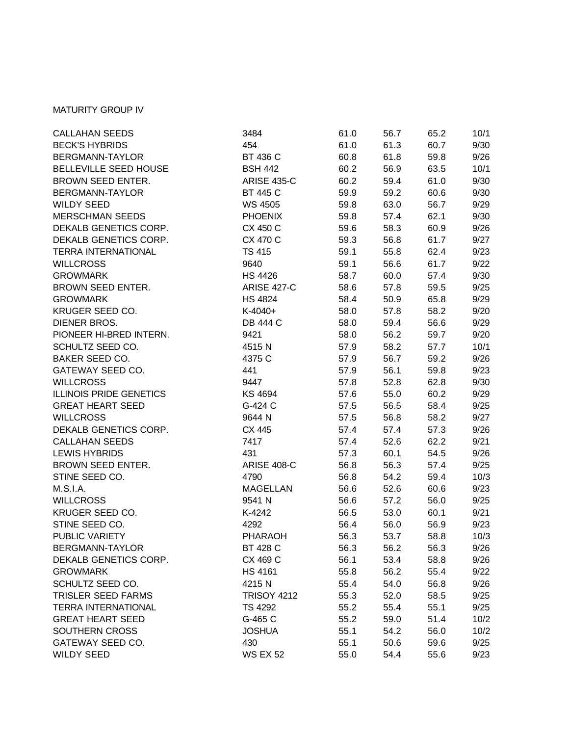MATURITY GROUP IV

| | | | | | |
|---|---|---|---|---|---|
| CALLAHAN SEEDS | 3484 | 61.0 | 56.7 | 65.2 | 10/1 |
| BECK'S HYBRIDS | 454 | 61.0 | 61.3 | 60.7 | 9/30 |
| BERGMANN-TAYLOR | BT 436 C | 60.8 | 61.8 | 59.8 | 9/26 |
| BELLEVILLE SEED HOUSE | BSH 442 | 60.2 | 56.9 | 63.5 | 10/1 |
| BROWN SEED ENTER. | ARISE 435-C | 60.2 | 59.4 | 61.0 | 9/30 |
| BERGMANN-TAYLOR | BT 445 C | 59.9 | 59.2 | 60.6 | 9/30 |
| WILDY SEED | WS 4505 | 59.8 | 63.0 | 56.7 | 9/29 |
| MERSCHMAN SEEDS | PHOENIX | 59.8 | 57.4 | 62.1 | 9/30 |
| DEKALB GENETICS CORP. | CX 450 C | 59.6 | 58.3 | 60.9 | 9/26 |
| DEKALB GENETICS CORP. | CX 470 C | 59.3 | 56.8 | 61.7 | 9/27 |
| TERRA INTERNATIONAL | TS 415 | 59.1 | 55.8 | 62.4 | 9/23 |
| WILLCROSS | 9640 | 59.1 | 56.6 | 61.7 | 9/22 |
| GROWMARK | HS 4426 | 58.7 | 60.0 | 57.4 | 9/30 |
| BROWN SEED ENTER. | ARISE 427-C | 58.6 | 57.8 | 59.5 | 9/25 |
| GROWMARK | HS 4824 | 58.4 | 50.9 | 65.8 | 9/29 |
| KRUGER SEED CO. | K-4040+ | 58.0 | 57.8 | 58.2 | 9/20 |
| DIENER BROS. | DB 444 C | 58.0 | 59.4 | 56.6 | 9/29 |
| PIONEER HI-BRED INTERN. | 9421 | 58.0 | 56.2 | 59.7 | 9/20 |
| SCHULTZ SEED CO. | 4515 N | 57.9 | 58.2 | 57.7 | 10/1 |
| BAKER SEED CO. | 4375 C | 57.9 | 56.7 | 59.2 | 9/26 |
| GATEWAY SEED CO. | 441 | 57.9 | 56.1 | 59.8 | 9/23 |
| WILLCROSS | 9447 | 57.8 | 52.8 | 62.8 | 9/30 |
| ILLINOIS PRIDE GENETICS | KS 4694 | 57.6 | 55.0 | 60.2 | 9/29 |
| GREAT HEART SEED | G-424 C | 57.5 | 56.5 | 58.4 | 9/25 |
| WILLCROSS | 9644 N | 57.5 | 56.8 | 58.2 | 9/27 |
| DEKALB GENETICS CORP. | CX 445 | 57.4 | 57.4 | 57.3 | 9/26 |
| CALLAHAN SEEDS | 7417 | 57.4 | 52.6 | 62.2 | 9/21 |
| LEWIS HYBRIDS | 431 | 57.3 | 60.1 | 54.5 | 9/26 |
| BROWN SEED ENTER. | ARISE 408-C | 56.8 | 56.3 | 57.4 | 9/25 |
| STINE SEED CO. | 4790 | 56.8 | 54.2 | 59.4 | 10/3 |
| M.S.I.A. | MAGELLAN | 56.6 | 52.6 | 60.6 | 9/23 |
| WILLCROSS | 9541 N | 56.6 | 57.2 | 56.0 | 9/25 |
| KRUGER SEED CO. | K-4242 | 56.5 | 53.0 | 60.1 | 9/21 |
| STINE SEED CO. | 4292 | 56.4 | 56.0 | 56.9 | 9/23 |
| PUBLIC VARIETY | PHARAOH | 56.3 | 53.7 | 58.8 | 10/3 |
| BERGMANN-TAYLOR | BT 428 C | 56.3 | 56.2 | 56.3 | 9/26 |
| DEKALB GENETICS CORP. | CX 469 C | 56.1 | 53.4 | 58.8 | 9/26 |
| GROWMARK | HS 4161 | 55.8 | 56.2 | 55.4 | 9/22 |
| SCHULTZ SEED CO. | 4215 N | 55.4 | 54.0 | 56.8 | 9/26 |
| TRISLER SEED FARMS | TRISOY 4212 | 55.3 | 52.0 | 58.5 | 9/25 |
| TERRA INTERNATIONAL | TS 4292 | 55.2 | 55.4 | 55.1 | 9/25 |
| GREAT HEART SEED | G-465 C | 55.2 | 59.0 | 51.4 | 10/2 |
| SOUTHERN CROSS | JOSHUA | 55.1 | 54.2 | 56.0 | 10/2 |
| GATEWAY SEED CO. | 430 | 55.1 | 50.6 | 59.6 | 9/25 |
| WILDY SEED | WS EX 52 | 55.0 | 54.4 | 55.6 | 9/23 |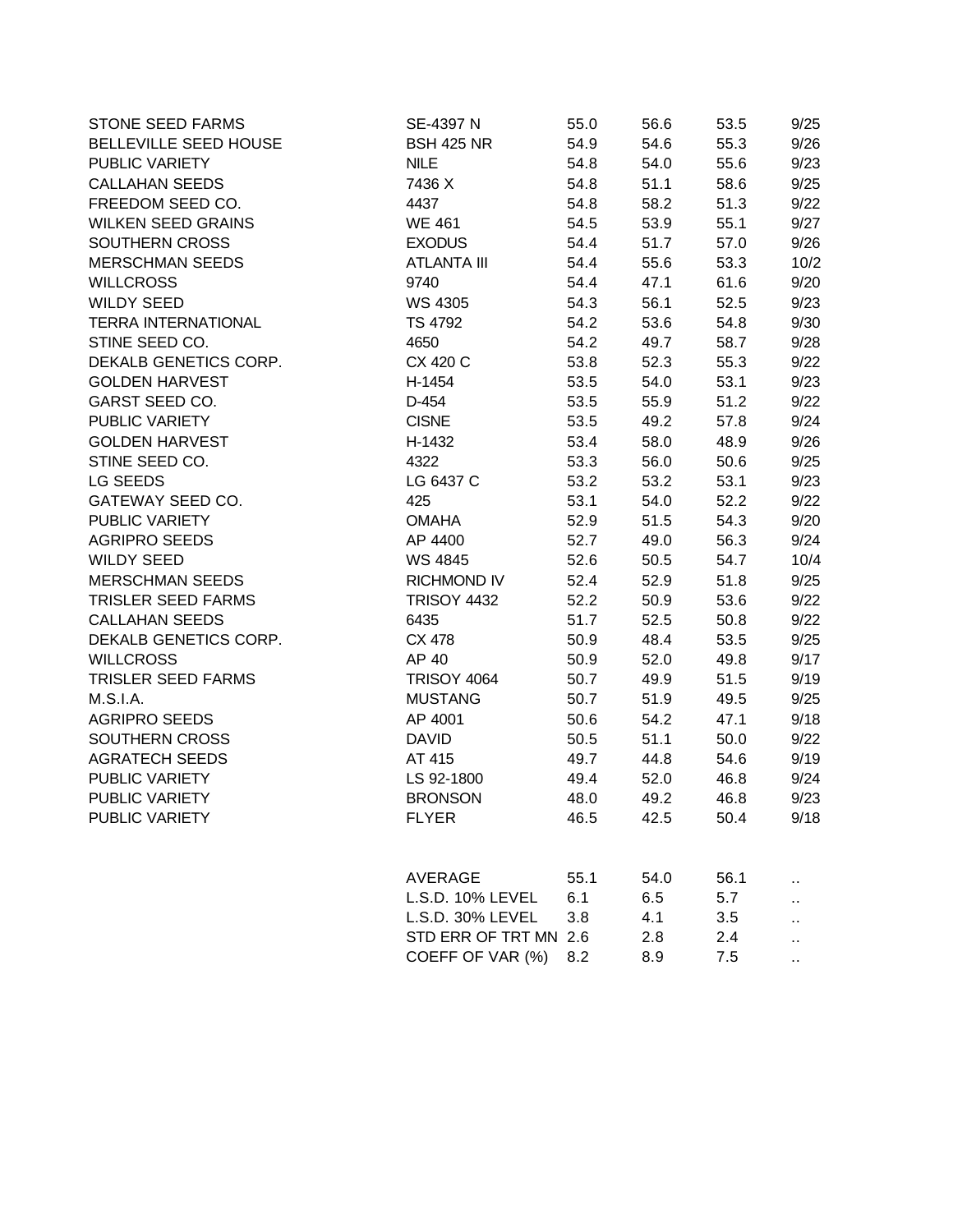| | | | | | |
|---|---|---|---|---|---|
| STONE SEED FARMS | SE-4397 N | 55.0 | 56.6 | 53.5 | 9/25 |
| BELLEVILLE SEED HOUSE | BSH 425 NR | 54.9 | 54.6 | 55.3 | 9/26 |
| PUBLIC VARIETY | NILE | 54.8 | 54.0 | 55.6 | 9/23 |
| CALLAHAN SEEDS | 7436 X | 54.8 | 51.1 | 58.6 | 9/25 |
| FREEDOM SEED CO. | 4437 | 54.8 | 58.2 | 51.3 | 9/22 |
| WILKEN SEED GRAINS | WE 461 | 54.5 | 53.9 | 55.1 | 9/27 |
| SOUTHERN CROSS | EXODUS | 54.4 | 51.7 | 57.0 | 9/26 |
| MERSCHMAN SEEDS | ATLANTA III | 54.4 | 55.6 | 53.3 | 10/2 |
| WILLCROSS | 9740 | 54.4 | 47.1 | 61.6 | 9/20 |
| WILDY SEED | WS 4305 | 54.3 | 56.1 | 52.5 | 9/23 |
| TERRA INTERNATIONAL | TS 4792 | 54.2 | 53.6 | 54.8 | 9/30 |
| STINE SEED CO. | 4650 | 54.2 | 49.7 | 58.7 | 9/28 |
| DEKALB GENETICS CORP. | CX 420 C | 53.8 | 52.3 | 55.3 | 9/22 |
| GOLDEN HARVEST | H-1454 | 53.5 | 54.0 | 53.1 | 9/23 |
| GARST SEED CO. | D-454 | 53.5 | 55.9 | 51.2 | 9/22 |
| PUBLIC VARIETY | CISNE | 53.5 | 49.2 | 57.8 | 9/24 |
| GOLDEN HARVEST | H-1432 | 53.4 | 58.0 | 48.9 | 9/26 |
| STINE SEED CO. | 4322 | 53.3 | 56.0 | 50.6 | 9/25 |
| LG SEEDS | LG 6437 C | 53.2 | 53.2 | 53.1 | 9/23 |
| GATEWAY SEED CO. | 425 | 53.1 | 54.0 | 52.2 | 9/22 |
| PUBLIC VARIETY | OMAHA | 52.9 | 51.5 | 54.3 | 9/20 |
| AGRIPRO SEEDS | AP 4400 | 52.7 | 49.0 | 56.3 | 9/24 |
| WILDY SEED | WS 4845 | 52.6 | 50.5 | 54.7 | 10/4 |
| MERSCHMAN SEEDS | RICHMOND IV | 52.4 | 52.9 | 51.8 | 9/25 |
| TRISLER SEED FARMS | TRISOY 4432 | 52.2 | 50.9 | 53.6 | 9/22 |
| CALLAHAN SEEDS | 6435 | 51.7 | 52.5 | 50.8 | 9/22 |
| DEKALB GENETICS CORP. | CX 478 | 50.9 | 48.4 | 53.5 | 9/25 |
| WILLCROSS | AP 40 | 50.9 | 52.0 | 49.8 | 9/17 |
| TRISLER SEED FARMS | TRISOY 4064 | 50.7 | 49.9 | 51.5 | 9/19 |
| M.S.I.A. | MUSTANG | 50.7 | 51.9 | 49.5 | 9/25 |
| AGRIPRO SEEDS | AP 4001 | 50.6 | 54.2 | 47.1 | 9/18 |
| SOUTHERN CROSS | DAVID | 50.5 | 51.1 | 50.0 | 9/22 |
| AGRATECH SEEDS | AT 415 | 49.7 | 44.8 | 54.6 | 9/19 |
| PUBLIC VARIETY | LS 92-1800 | 49.4 | 52.0 | 46.8 | 9/24 |
| PUBLIC VARIETY | BRONSON | 48.0 | 49.2 | 46.8 | 9/23 |
| PUBLIC VARIETY | FLYER | 46.5 | 42.5 | 50.4 | 9/18 |
| | | | | | |
| | AVERAGE | 55.1 | 54.0 | 56.1 | .. |
| | L.S.D. 10% LEVEL | 6.1 | 6.5 | 5.7 | .. |
| | L.S.D. 30% LEVEL | 3.8 | 4.1 | 3.5 | .. |
| | STD ERR OF TRT MN | 2.6 | 2.8 | 2.4 | .. |
| | COEFF OF VAR (%) | 8.2 | 8.9 | 7.5 | .. |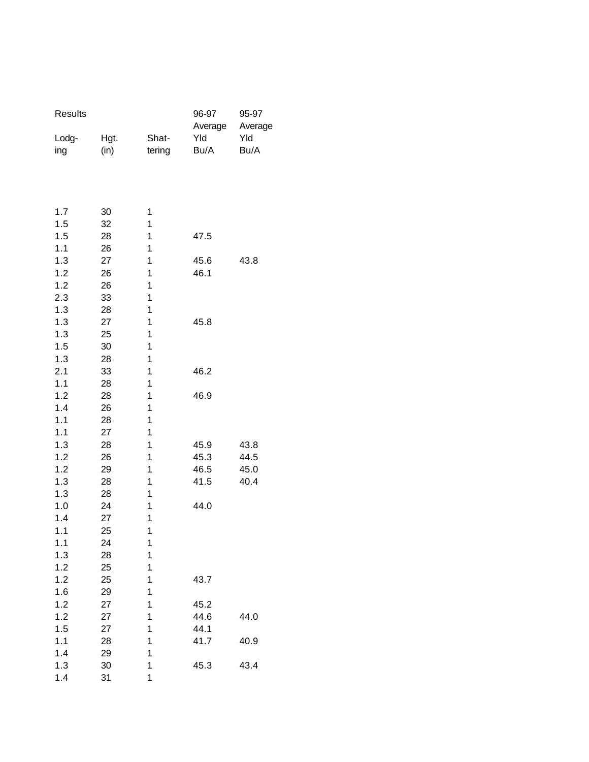| Results | | | 96-97 Average Yld Bu/A | 95-97 Average Yld Bu/A |
|---|---|---|---|---|
| Lodg-ing | Hgt. (in) | Shat-tering | | |
| 1.7 | 30 | 1 | | |
| 1.5 | 32 | 1 | | |
| 1.5 | 28 | 1 | 47.5 | |
| 1.1 | 26 | 1 | | |
| 1.3 | 27 | 1 | 45.6 | 43.8 |
| 1.2 | 26 | 1 | 46.1 | |
| 1.2 | 26 | 1 | | |
| 2.3 | 33 | 1 | | |
| 1.3 | 28 | 1 | | |
| 1.3 | 27 | 1 | 45.8 | |
| 1.3 | 25 | 1 | | |
| 1.5 | 30 | 1 | | |
| 1.3 | 28 | 1 | | |
| 2.1 | 33 | 1 | 46.2 | |
| 1.1 | 28 | 1 | | |
| 1.2 | 28 | 1 | 46.9 | |
| 1.4 | 26 | 1 | | |
| 1.1 | 28 | 1 | | |
| 1.1 | 27 | 1 | | |
| 1.3 | 28 | 1 | 45.9 | 43.8 |
| 1.2 | 26 | 1 | 45.3 | 44.5 |
| 1.2 | 29 | 1 | 46.5 | 45.0 |
| 1.3 | 28 | 1 | 41.5 | 40.4 |
| 1.3 | 28 | 1 | | |
| 1.0 | 24 | 1 | 44.0 | |
| 1.4 | 27 | 1 | | |
| 1.1 | 25 | 1 | | |
| 1.1 | 24 | 1 | | |
| 1.3 | 28 | 1 | | |
| 1.2 | 25 | 1 | | |
| 1.2 | 25 | 1 | 43.7 | |
| 1.6 | 29 | 1 | | |
| 1.2 | 27 | 1 | 45.2 | |
| 1.2 | 27 | 1 | 44.6 | 44.0 |
| 1.5 | 27 | 1 | 44.1 | |
| 1.1 | 28 | 1 | 41.7 | 40.9 |
| 1.4 | 29 | 1 | | |
| 1.3 | 30 | 1 | 45.3 | 43.4 |
| 1.4 | 31 | 1 | | |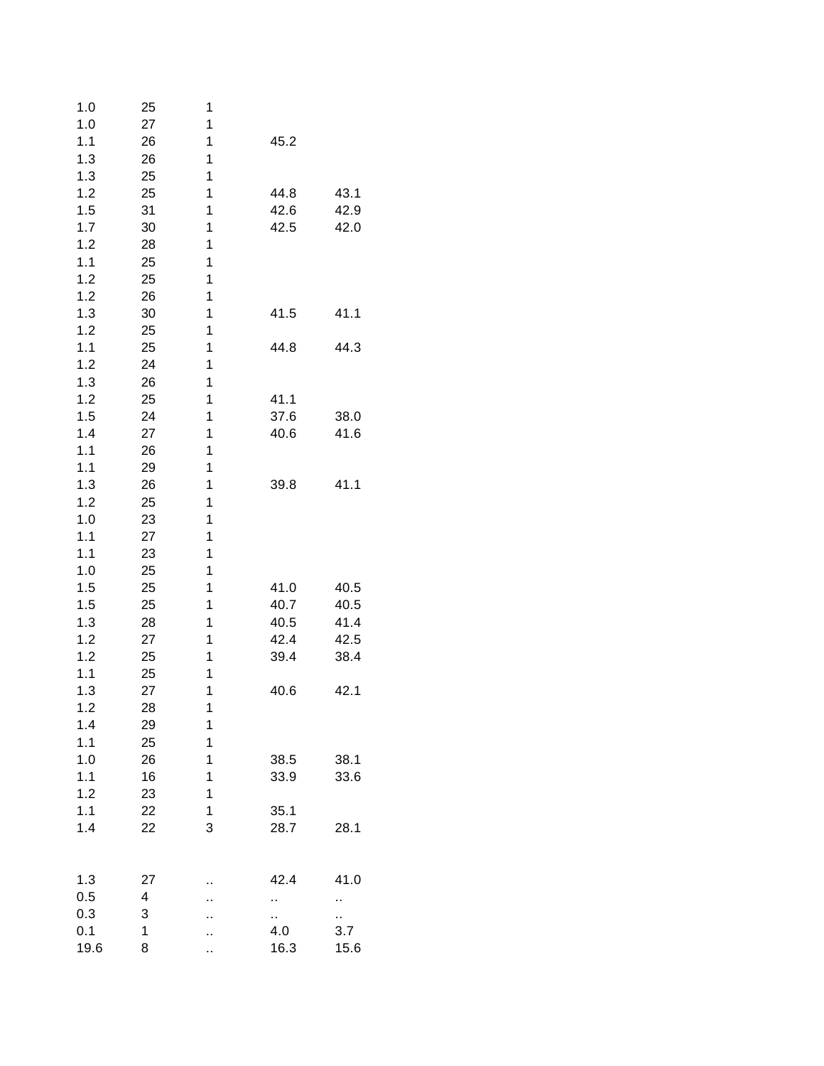| | | | | |
|---|---|---|---|---|
| 1.0 | 25 | 1 | | |
| 1.0 | 27 | 1 | | |
| 1.1 | 26 | 1 | 45.2 | |
| 1.3 | 26 | 1 | | |
| 1.3 | 25 | 1 | | |
| 1.2 | 25 | 1 | 44.8 | 43.1 |
| 1.5 | 31 | 1 | 42.6 | 42.9 |
| 1.7 | 30 | 1 | 42.5 | 42.0 |
| 1.2 | 28 | 1 | | |
| 1.1 | 25 | 1 | | |
| 1.2 | 25 | 1 | | |
| 1.2 | 26 | 1 | | |
| 1.3 | 30 | 1 | 41.5 | 41.1 |
| 1.2 | 25 | 1 | | |
| 1.1 | 25 | 1 | 44.8 | 44.3 |
| 1.2 | 24 | 1 | | |
| 1.3 | 26 | 1 | | |
| 1.2 | 25 | 1 | 41.1 | |
| 1.5 | 24 | 1 | 37.6 | 38.0 |
| 1.4 | 27 | 1 | 40.6 | 41.6 |
| 1.1 | 26 | 1 | | |
| 1.1 | 29 | 1 | | |
| 1.3 | 26 | 1 | 39.8 | 41.1 |
| 1.2 | 25 | 1 | | |
| 1.0 | 23 | 1 | | |
| 1.1 | 27 | 1 | | |
| 1.1 | 23 | 1 | | |
| 1.0 | 25 | 1 | | |
| 1.5 | 25 | 1 | 41.0 | 40.5 |
| 1.5 | 25 | 1 | 40.7 | 40.5 |
| 1.3 | 28 | 1 | 40.5 | 41.4 |
| 1.2 | 27 | 1 | 42.4 | 42.5 |
| 1.2 | 25 | 1 | 39.4 | 38.4 |
| 1.1 | 25 | 1 | | |
| 1.3 | 27 | 1 | 40.6 | 42.1 |
| 1.2 | 28 | 1 | | |
| 1.4 | 29 | 1 | | |
| 1.1 | 25 | 1 | | |
| 1.0 | 26 | 1 | 38.5 | 38.1 |
| 1.1 | 16 | 1 | 33.9 | 33.6 |
| 1.2 | 23 | 1 | | |
| 1.1 | 22 | 1 | 35.1 | |
| 1.4 | 22 | 3 | 28.7 | 28.1 |
| | | | | |
| 1.3 | 27 | .. | 42.4 | 41.0 |
| 0.5 | 4 | .. | .. | .. |
| 0.3 | 3 | .. | .. | .. |
| 0.1 | 1 | .. | 4.0 | 3.7 |
| 19.6 | 8 | .. | 16.3 | 15.6 |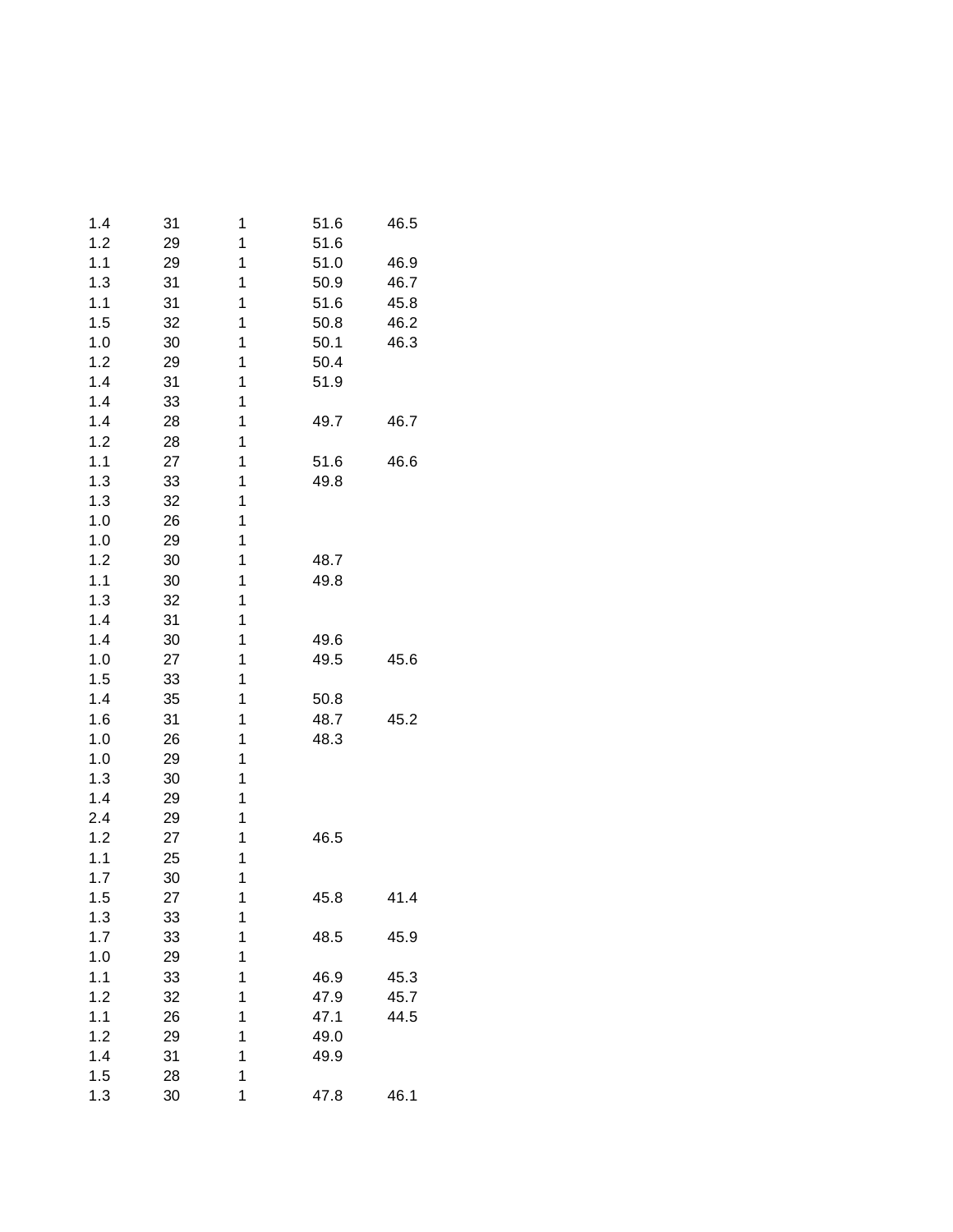| | | | | |
|---|---|---|---|---|
| 1.4 | 31 | 1 | 51.6 | 46.5 |
| 1.2 | 29 | 1 | 51.6 | |
| 1.1 | 29 | 1 | 51.0 | 46.9 |
| 1.3 | 31 | 1 | 50.9 | 46.7 |
| 1.1 | 31 | 1 | 51.6 | 45.8 |
| 1.5 | 32 | 1 | 50.8 | 46.2 |
| 1.0 | 30 | 1 | 50.1 | 46.3 |
| 1.2 | 29 | 1 | 50.4 | |
| 1.4 | 31 | 1 | 51.9 | |
| 1.4 | 33 | 1 | | |
| 1.4 | 28 | 1 | 49.7 | 46.7 |
| 1.2 | 28 | 1 | | |
| 1.1 | 27 | 1 | 51.6 | 46.6 |
| 1.3 | 33 | 1 | 49.8 | |
| 1.3 | 32 | 1 | | |
| 1.0 | 26 | 1 | | |
| 1.0 | 29 | 1 | | |
| 1.2 | 30 | 1 | 48.7 | |
| 1.1 | 30 | 1 | 49.8 | |
| 1.3 | 32 | 1 | | |
| 1.4 | 31 | 1 | | |
| 1.4 | 30 | 1 | 49.6 | |
| 1.0 | 27 | 1 | 49.5 | 45.6 |
| 1.5 | 33 | 1 | | |
| 1.4 | 35 | 1 | 50.8 | |
| 1.6 | 31 | 1 | 48.7 | 45.2 |
| 1.0 | 26 | 1 | 48.3 | |
| 1.0 | 29 | 1 | | |
| 1.3 | 30 | 1 | | |
| 1.4 | 29 | 1 | | |
| 2.4 | 29 | 1 | | |
| 1.2 | 27 | 1 | 46.5 | |
| 1.1 | 25 | 1 | | |
| 1.7 | 30 | 1 | | |
| 1.5 | 27 | 1 | 45.8 | 41.4 |
| 1.3 | 33 | 1 | | |
| 1.7 | 33 | 1 | 48.5 | 45.9 |
| 1.0 | 29 | 1 | | |
| 1.1 | 33 | 1 | 46.9 | 45.3 |
| 1.2 | 32 | 1 | 47.9 | 45.7 |
| 1.1 | 26 | 1 | 47.1 | 44.5 |
| 1.2 | 29 | 1 | 49.0 | |
| 1.4 | 31 | 1 | 49.9 | |
| 1.5 | 28 | 1 | | |
| 1.3 | 30 | 1 | 47.8 | 46.1 |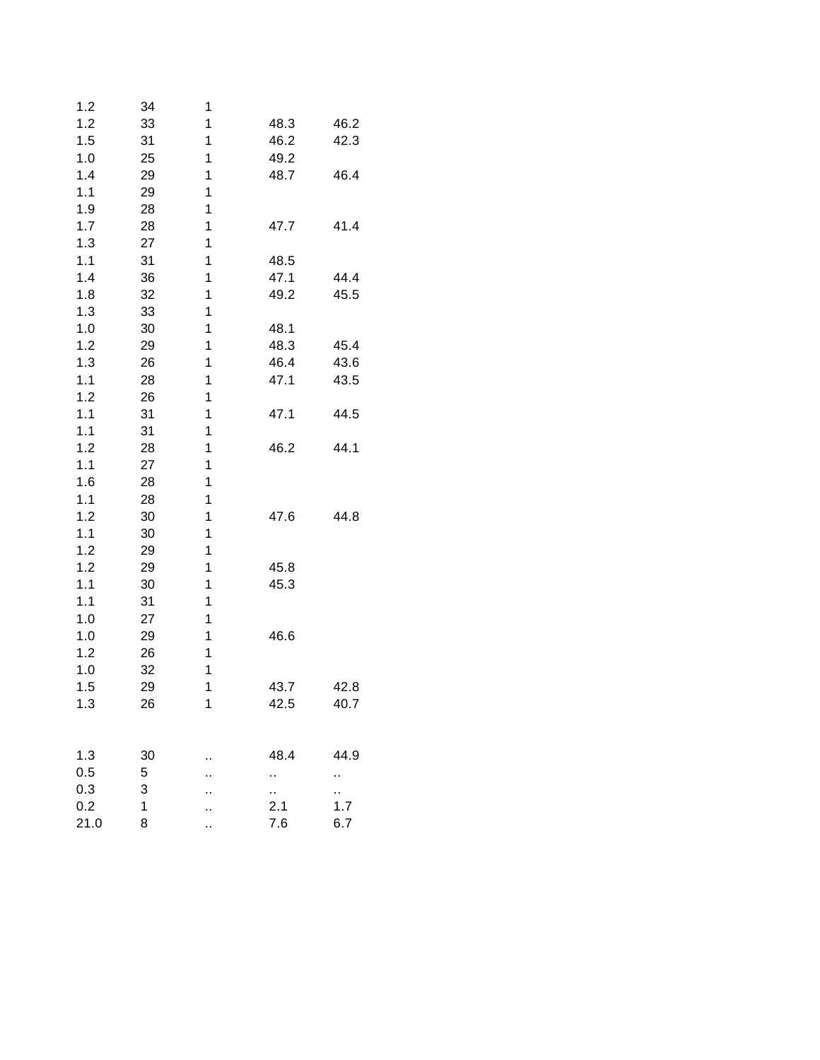| | | | | |
|---|---|---|---|---|
| 1.2 | 34 | 1 | | |
| 1.2 | 33 | 1 | 48.3 | 46.2 |
| 1.5 | 31 | 1 | 46.2 | 42.3 |
| 1.0 | 25 | 1 | 49.2 | |
| 1.4 | 29 | 1 | 48.7 | 46.4 |
| 1.1 | 29 | 1 | | |
| 1.9 | 28 | 1 | | |
| 1.7 | 28 | 1 | 47.7 | 41.4 |
| 1.3 | 27 | 1 | | |
| 1.1 | 31 | 1 | 48.5 | |
| 1.4 | 36 | 1 | 47.1 | 44.4 |
| 1.8 | 32 | 1 | 49.2 | 45.5 |
| 1.3 | 33 | 1 | | |
| 1.0 | 30 | 1 | 48.1 | |
| 1.2 | 29 | 1 | 48.3 | 45.4 |
| 1.3 | 26 | 1 | 46.4 | 43.6 |
| 1.1 | 28 | 1 | 47.1 | 43.5 |
| 1.2 | 26 | 1 | | |
| 1.1 | 31 | 1 | 47.1 | 44.5 |
| 1.1 | 31 | 1 | | |
| 1.2 | 28 | 1 | 46.2 | 44.1 |
| 1.1 | 27 | 1 | | |
| 1.6 | 28 | 1 | | |
| 1.1 | 28 | 1 | | |
| 1.2 | 30 | 1 | 47.6 | 44.8 |
| 1.1 | 30 | 1 | | |
| 1.2 | 29 | 1 | | |
| 1.2 | 29 | 1 | 45.8 | |
| 1.1 | 30 | 1 | 45.3 | |
| 1.1 | 31 | 1 | | |
| 1.0 | 27 | 1 | | |
| 1.0 | 29 | 1 | 46.6 | |
| 1.2 | 26 | 1 | | |
| 1.0 | 32 | 1 | | |
| 1.5 | 29 | 1 | 43.7 | 42.8 |
| 1.3 | 26 | 1 | 42.5 | 40.7 |
| | | | | |
| 1.3 | 30 | .. | 48.4 | 44.9 |
| 0.5 | 5 | .. | .. | .. |
| 0.3 | 3 | .. | .. | .. |
| 0.2 | 1 | .. | 2.1 | 1.7 |
| 21.0 | 8 | .. | 7.6 | 6.7 |